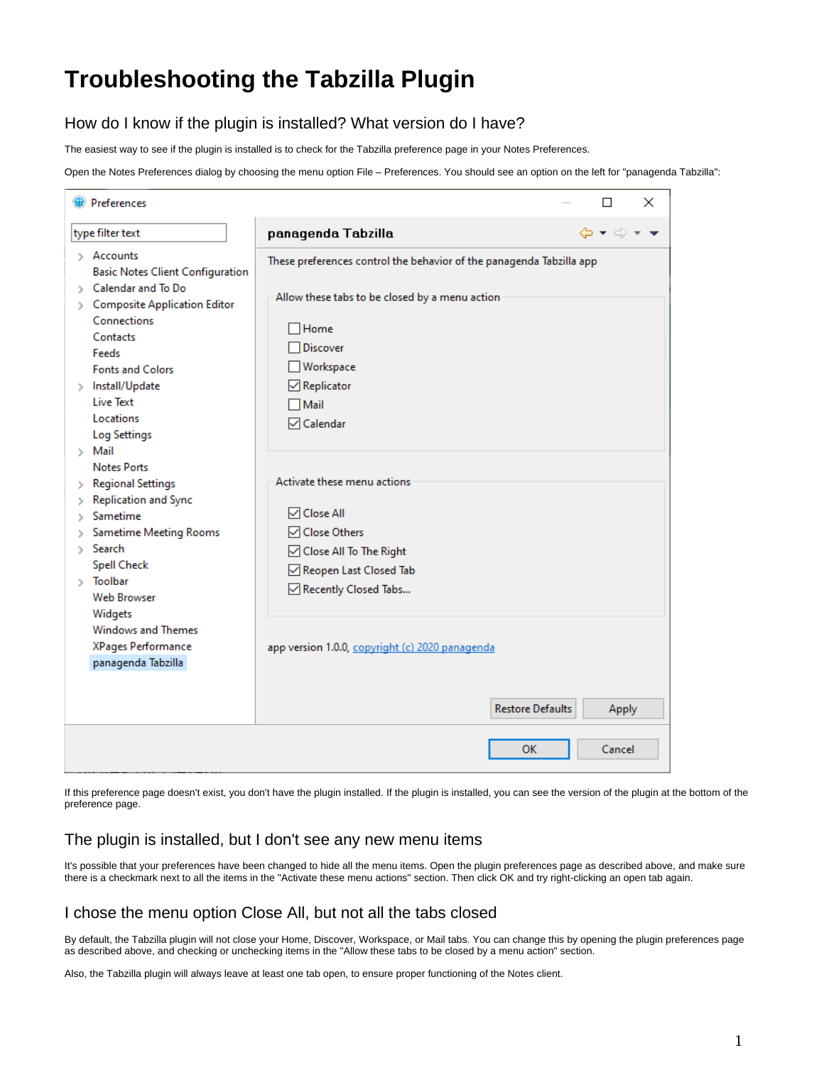# Troubleshooting the Tabzilla Plugin

## How do I know if the plugin is installed? What version do I have?

The easiest way to see if the plugin is installed is to check for the Tabzilla preference page in your Notes Preferences.

Open the Notes Preferences dialog by choosing the menu option File – Preferences. You should see an option on the left for "panagenda Tabzilla":

If this preference page doesn't exist, you don't have the plugin installed. If the plugin is installed, you can see the version of the plugin at the bottom of the preference page.

## The plugin is installed, but I don't see any new menu items

It's possible that your preferences have been changed to hide all the menu items. Open the plugin preferences page as described above, and make sure there is a checkmark next to all the items in the "Activate these menu actions" section. Then click OK and try right-clicking an open tab again.

## I chose the menu option Close All, but not all the tabs closed

By default, the Tabzilla plugin will not close your Home, Discover, Workspace, or Mail tabs. You can change this by opening the plugin preferences page as described above, and checking or unchecking items in the "Allow these tabs to be closed by a menu action" section.

Also, the Tabzilla plugin will always leave at least one tab open, to ensure proper functioning of the Notes client.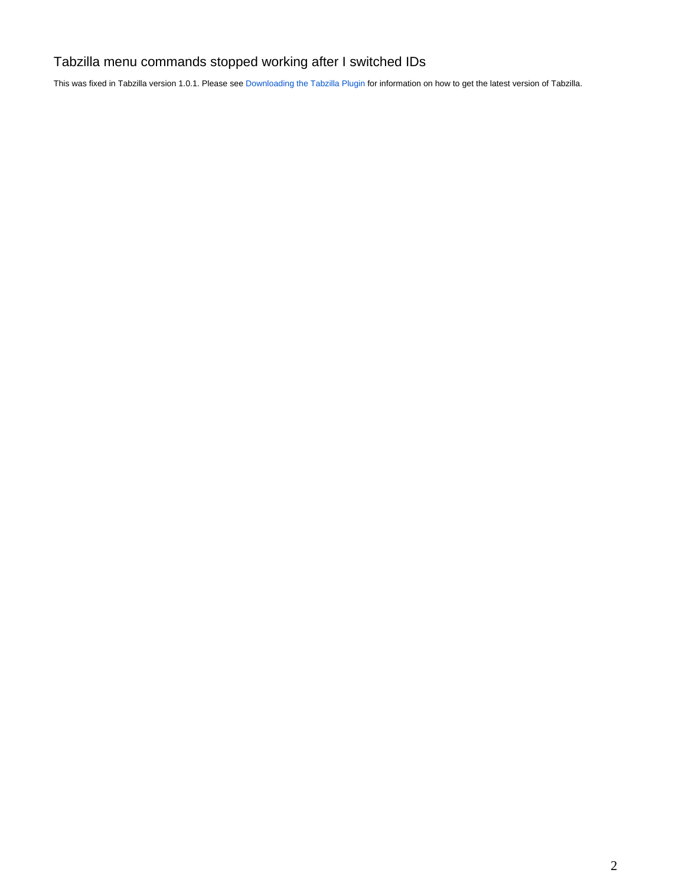## Tabzilla menu commands stopped working after I switched IDs

This was fixed in Tabzilla version 1.0.1. Please see Downloading the Tabzilla Plugin for information on how to get the latest version of Tabzilla.